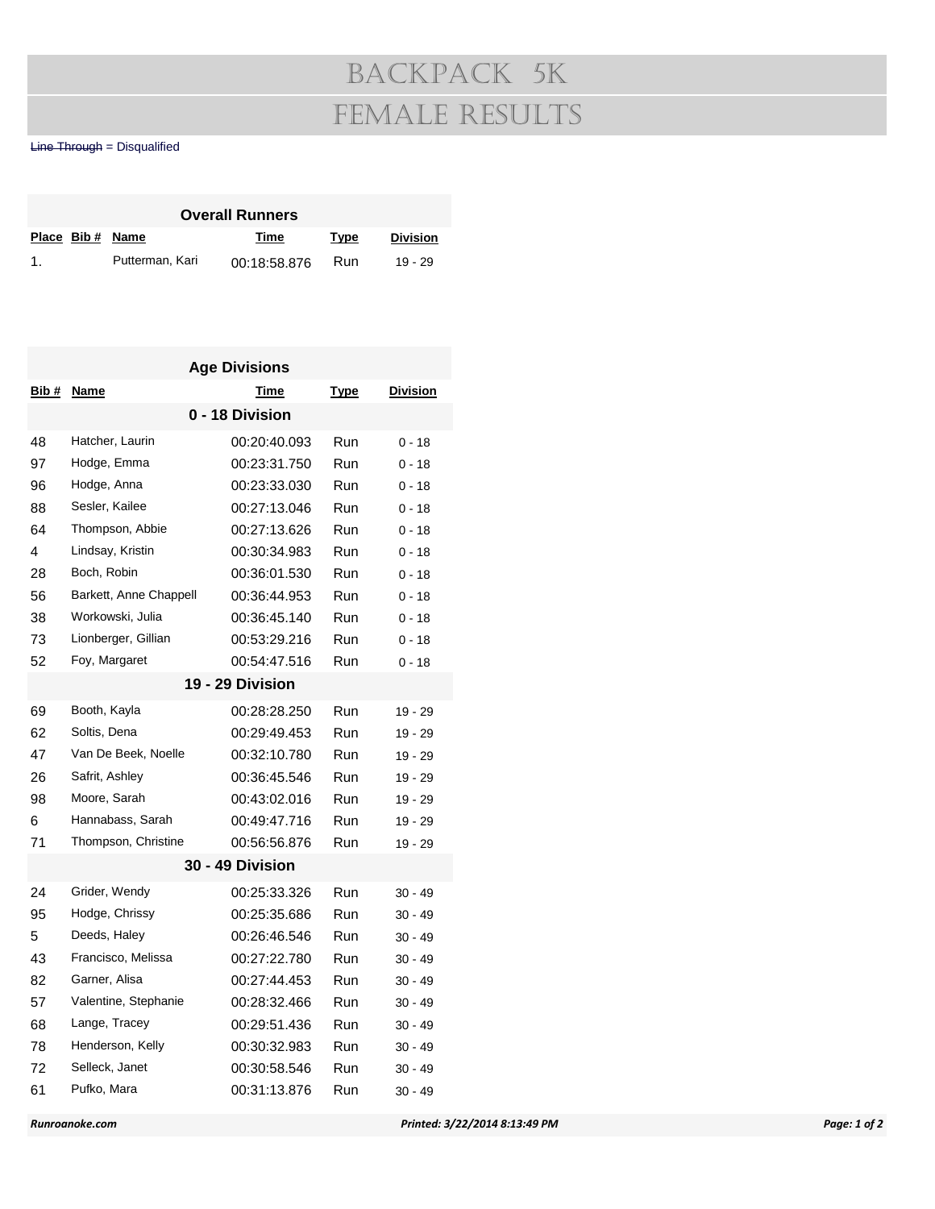# BACKPACK 5K

# FEMALE RESULTS

~~Line Through~~ = Disqualified

**Overall Runners**

| Place | Bib # | Name | Time | Type | Division |
|---|---|---|---|---|---|
| 1. | | Putterman, Kari | 00:18:58.876 | Run | 19 - 29 |

**Age Divisions**

| Bib # | Name | Time | Type | Division |
|---|---|---|---|---|
| | | **0 - 18 Division** | | |
| 48 | Hatcher, Laurin | 00:20:40.093 | Run | 0 - 18 |
| 97 | Hodge, Emma | 00:23:31.750 | Run | 0 - 18 |
| 96 | Hodge, Anna | 00:23:33.030 | Run | 0 - 18 |
| 88 | Sesler, Kailee | 00:27:13.046 | Run | 0 - 18 |
| 64 | Thompson, Abbie | 00:27:13.626 | Run | 0 - 18 |
| 4 | Lindsay, Kristin | 00:30:34.983 | Run | 0 - 18 |
| 28 | Boch, Robin | 00:36:01.530 | Run | 0 - 18 |
| 56 | Barkett, Anne Chappell | 00:36:44.953 | Run | 0 - 18 |
| 38 | Workowski, Julia | 00:36:45.140 | Run | 0 - 18 |
| 73 | Lionberger, Gillian | 00:53:29.216 | Run | 0 - 18 |
| 52 | Foy, Margaret | 00:54:47.516 | Run | 0 - 18 |
| | | **19 - 29 Division** | | |
| 69 | Booth, Kayla | 00:28:28.250 | Run | 19 - 29 |
| 62 | Soltis, Dena | 00:29:49.453 | Run | 19 - 29 |
| 47 | Van De Beek, Noelle | 00:32:10.780 | Run | 19 - 29 |
| 26 | Safrit, Ashley | 00:36:45.546 | Run | 19 - 29 |
| 98 | Moore, Sarah | 00:43:02.016 | Run | 19 - 29 |
| 6 | Hannabass, Sarah | 00:49:47.716 | Run | 19 - 29 |
| 71 | Thompson, Christine | 00:56:56.876 | Run | 19 - 29 |
| | | **30 - 49 Division** | | |
| 24 | Grider, Wendy | 00:25:33.326 | Run | 30 - 49 |
| 95 | Hodge, Chrissy | 00:25:35.686 | Run | 30 - 49 |
| 5 | Deeds, Haley | 00:26:46.546 | Run | 30 - 49 |
| 43 | Francisco, Melissa | 00:27:22.780 | Run | 30 - 49 |
| 82 | Garner, Alisa | 00:27:44.453 | Run | 30 - 49 |
| 57 | Valentine, Stephanie | 00:28:32.466 | Run | 30 - 49 |
| 68 | Lange, Tracey | 00:29:51.436 | Run | 30 - 49 |
| 78 | Henderson, Kelly | 00:30:32.983 | Run | 30 - 49 |
| 72 | Selleck, Janet | 00:30:58.546 | Run | 30 - 49 |
| 61 | Pufko, Mara | 00:31:13.876 | Run | 30 - 49 |

*Runroanoke.com* *Printed: 3/22/2014 8:13:49 PM*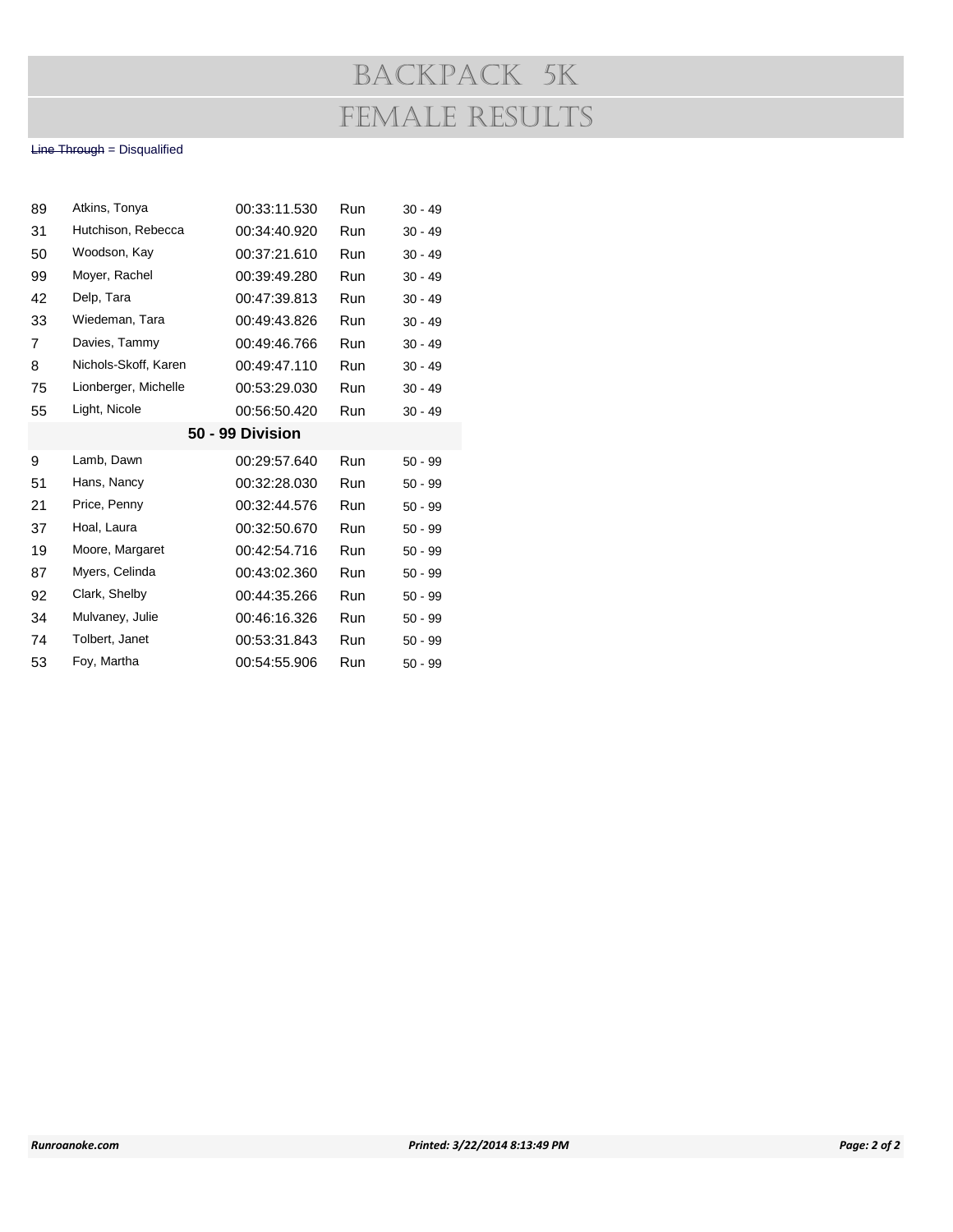# BACKPACK 5K

## FEMALE RESULTS

~~Line Through~~ = Disqualified

| | | | | |
|---|---|---|---|---|
| 89 | Atkins, Tonya | 00:33:11.530 | Run | 30 - 49 |
| 31 | Hutchison, Rebecca | 00:34:40.920 | Run | 30 - 49 |
| 50 | Woodson, Kay | 00:37:21.610 | Run | 30 - 49 |
| 99 | Moyer, Rachel | 00:39:49.280 | Run | 30 - 49 |
| 42 | Delp, Tara | 00:47:39.813 | Run | 30 - 49 |
| 33 | Wiedeman, Tara | 00:49:43.826 | Run | 30 - 49 |
| 7 | Davies, Tammy | 00:49:46.766 | Run | 30 - 49 |
| 8 | Nichols-Skoff, Karen | 00:49:47.110 | Run | 30 - 49 |
| 75 | Lionberger, Michelle | 00:53:29.030 | Run | 30 - 49 |
| 55 | Light, Nicole | 00:56:50.420 | Run | 30 - 49 |
| | **50 - 99 Division** | | | |
| 9 | Lamb, Dawn | 00:29:57.640 | Run | 50 - 99 |
| 51 | Hans, Nancy | 00:32:28.030 | Run | 50 - 99 |
| 21 | Price, Penny | 00:32:44.576 | Run | 50 - 99 |
| 37 | Hoal, Laura | 00:32:50.670 | Run | 50 - 99 |
| 19 | Moore, Margaret | 00:42:54.716 | Run | 50 - 99 |
| 87 | Myers, Celinda | 00:43:02.360 | Run | 50 - 99 |
| 92 | Clark, Shelby | 00:44:35.266 | Run | 50 - 99 |
| 34 | Mulvaney, Julie | 00:46:16.326 | Run | 50 - 99 |
| 74 | Tolbert, Janet | 00:53:31.843 | Run | 50 - 99 |
| 53 | Foy, Martha | 00:54:55.906 | Run | 50 - 99 |

*Runroanoke.com* *Printed: 3/22/2014 8:13:49 PM*